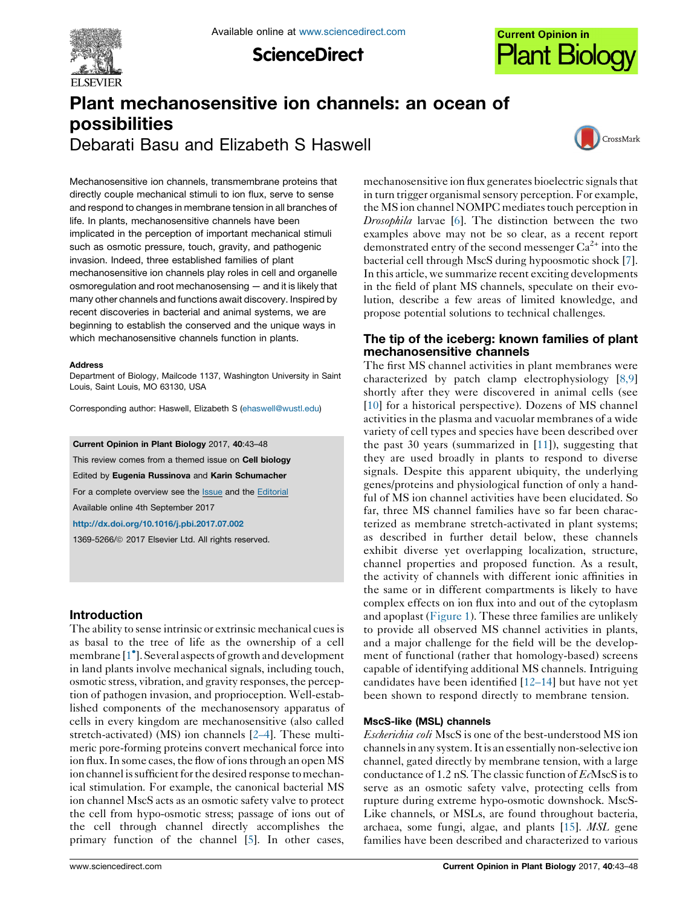# Plant mechanosensitive ion channels: an ocean of possibilities

Debarati Basu and Elizabeth S Haswell

Mechanosensitive ion channels, transmembrane proteins that directly couple mechanical stimuli to ion flux, serve to sense and respond to changes in membrane tension in all branches of life. In plants, mechanosensitive channels have been implicated in the perception of important mechanical stimuli such as osmotic pressure, touch, gravity, and pathogenic invasion. Indeed, three established families of plant mechanosensitive ion channels play roles in cell and organelle osmoregulation and root mechanosensing — and it is likely that many other channels and functions await discovery. Inspired by recent discoveries in bacterial and animal systems, we are beginning to establish the conserved and the unique ways in which mechanosensitive channels function in plants.

**Address**

Department of Biology, Mailcode 1137, Washington University in Saint Louis, Saint Louis, MO 63130, USA

Corresponding author: Haswell, Elizabeth S (ehaswell@wustl.edu)

**Current Opinion in Plant Biology** 2017, **40**:43–48

This review comes from a themed issue on **Cell biology**

Edited by **Eugenia Russinova** and **Karin Schumacher**

For a complete overview see the Issue and the Editorial

Available online 4th September 2017

**http://dx.doi.org/10.1016/j.pbi.2017.07.002**

1369-5266/© 2017 Elsevier Ltd. All rights reserved.

## Introduction

The ability to sense intrinsic or extrinsic mechanical cues is as basal to the tree of life as the ownership of a cell membrane [1•]. Several aspects of growth and development in land plants involve mechanical signals, including touch, osmotic stress, vibration, and gravity responses, the perception of pathogen invasion, and proprioception. Well-established components of the mechanosensory apparatus of cells in every kingdom are mechanosensitive (also called stretch-activated) (MS) ion channels [2–4]. These multimeric pore-forming proteins convert mechanical force into ion flux. In some cases, the flow of ions through an open MS ion channel is sufficient for the desired response to mechanical stimulation. For example, the canonical bacterial MS ion channel MscS acts as an osmotic safety valve to protect the cell from hypo-osmotic stress; passage of ions out of the cell through channel directly accomplishes the primary function of the channel [5]. In other cases, mechanosensitive ion flux generates bioelectric signals that in turn trigger organismal sensory perception. For example, the MS ion channel NOMPC mediates touch perception in *Drosophila* larvae [6]. The distinction between the two examples above may not be so clear, as a recent report demonstrated entry of the second messenger $Ca^{2+}$ into the bacterial cell through MscS during hypoosmotic shock [7]. In this article, we summarize recent exciting developments in the field of plant MS channels, speculate on their evolution, describe a few areas of limited knowledge, and propose potential solutions to technical challenges.

## The tip of the iceberg: known families of plant mechanosensitive channels

The first MS channel activities in plant membranes were characterized by patch clamp electrophysiology [8,9] shortly after they were discovered in animal cells (see [10] for a historical perspective). Dozens of MS channel activities in the plasma and vacuolar membranes of a wide variety of cell types and species have been described over the past 30 years (summarized in [11]), suggesting that they are used broadly in plants to respond to diverse signals. Despite this apparent ubiquity, the underlying genes/proteins and physiological function of only a handful of MS ion channel activities have been elucidated. So far, three MS channel families have so far been characterized as membrane stretch-activated in plant systems; as described in further detail below, these channels exhibit diverse yet overlapping localization, structure, channel properties and proposed function. As a result, the activity of channels with different ionic affinities in the same or in different compartments is likely to have complex effects on ion flux into and out of the cytoplasm and apoplast (Figure 1). These three families are unlikely to provide all observed MS channel activities in plants, and a major challenge for the field will be the development of functional (rather that homology-based) screens capable of identifying additional MS channels. Intriguing candidates have been identified [12–14] but have not yet been shown to respond directly to membrane tension.

### MscS-like (MSL) channels

*Escherichia coli* MscS is one of the best-understood MS ion channels in any system. It is an essentially non-selective ion channel, gated directly by membrane tension, with a large conductance of 1.2 nS. The classic function of *Ec*MscS is to serve as an osmotic safety valve, protecting cells from rupture during extreme hypo-osmotic downshock. MscS-Like channels, or MSLs, are found throughout bacteria, archaea, some fungi, algae, and plants [15]. *MSL* gene families have been described and characterized to various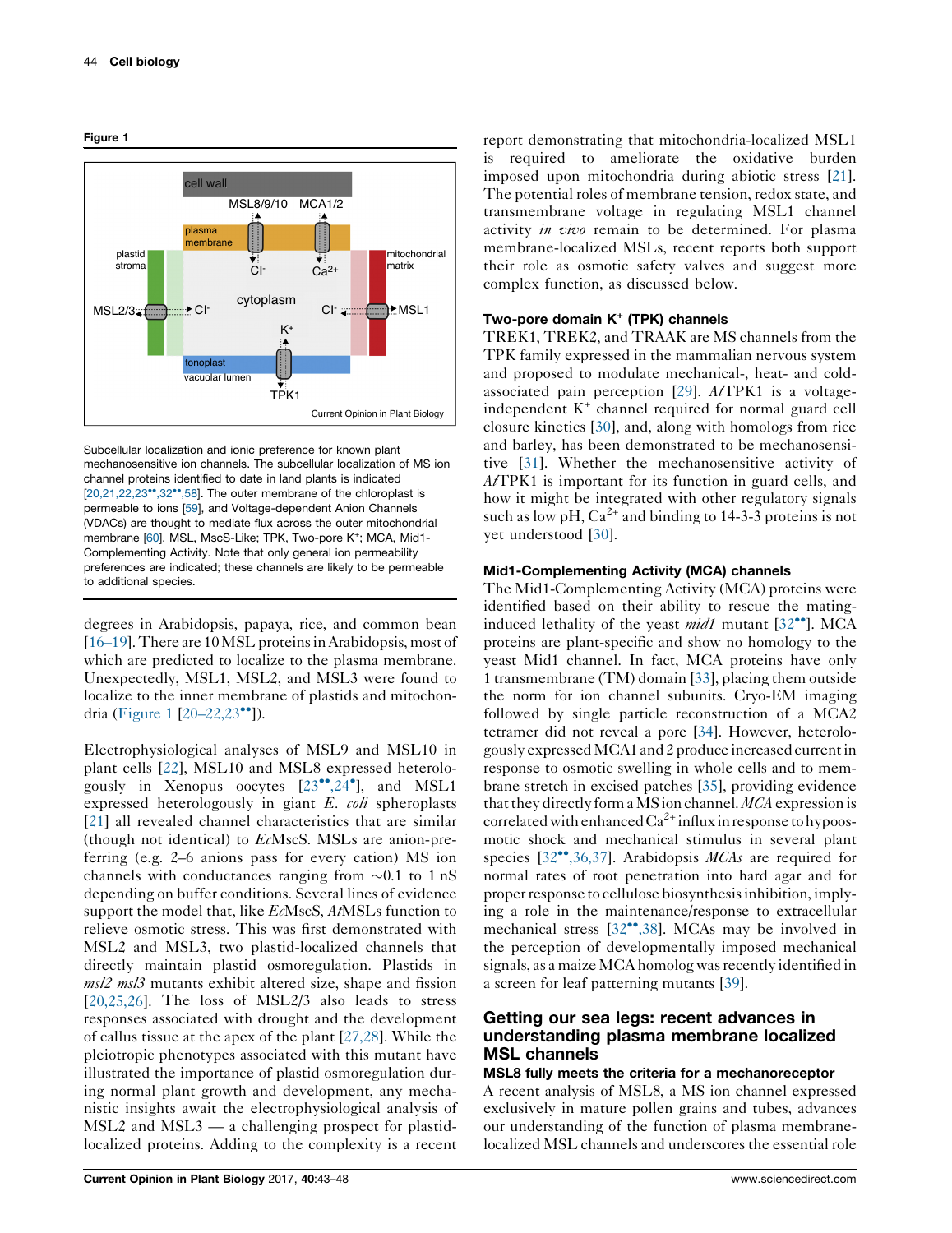**Figure 1**

Subcellular localization and ionic preference for known plant mechanosensitive ion channels. The subcellular localization of MS ion channel proteins identified to date in land plants is indicated [20,21,22,23••,32••,58]. The outer membrane of the chloroplast is permeable to ions [59], and Voltage-dependent Anion Channels (VDACs) are thought to mediate flux across the outer mitochondrial membrane [60]. MSL, MscS-Like; TPK, Two-pore $K^+$; MCA, Mid1-Complementing Activity. Note that only general ion permeability preferences are indicated; these channels are likely to be permeable to additional species.

degrees in Arabidopsis, papaya, rice, and common bean [16–19]. There are 10 MSL proteins in Arabidopsis, most of which are predicted to localize to the plasma membrane. Unexpectedly, MSL1, MSL2, and MSL3 were found to localize to the inner membrane of plastids and mitochondria (Figure 1 [20–22,23••]).

Electrophysiological analyses of MSL9 and MSL10 in plant cells [22], MSL10 and MSL8 expressed heterologously in Xenopus oocytes [23••,24•], and MSL1 expressed heterologously in giant *E. coli* spheroplasts [21] all revealed channel characteristics that are similar (though not identical) to *Ec*MscS. MSLs are anion-preferring (e.g. 2–6 anions pass for every cation) MS ion channels with conductances ranging from ~0.1 to 1 nS depending on buffer conditions. Several lines of evidence support the model that, like *Ec*MscS, *At*MSLs function to relieve osmotic stress. This was first demonstrated with MSL2 and MSL3, two plastid-localized channels that directly maintain plastid osmoregulation. Plastids in *msl2 msl3* mutants exhibit altered size, shape and fission [20,25,26]. The loss of MSL2/3 also leads to stress responses associated with drought and the development of callus tissue at the apex of the plant [27,28]. While the pleiotropic phenotypes associated with this mutant have illustrated the importance of plastid osmoregulation during normal plant growth and development, any mechanistic insights await the electrophysiological analysis of MSL2 and MSL3 — a challenging prospect for plastid-localized proteins. Adding to the complexity is a recent report demonstrating that mitochondria-localized MSL1 is required to ameliorate the oxidative burden imposed upon mitochondria during abiotic stress [21]. The potential roles of membrane tension, redox state, and transmembrane voltage in regulating MSL1 channel activity *in vivo* remain to be determined. For plasma membrane-localized MSLs, recent reports both support their role as osmotic safety valves and suggest more complex function, as discussed below.

### Two-pore domain $K^+$ (TPK) channels

TREK1, TREK2, and TRAAK are MS channels from the TPK family expressed in the mammalian nervous system and proposed to modulate mechanical-, heat- and cold-associated pain perception [29]. *At*TPK1 is a voltage-independent $K^+$ channel required for normal guard cell closure kinetics [30], and, along with homologs from rice and barley, has been demonstrated to be mechanosensitive [31]. Whether the mechanosensitive activity of *At*TPK1 is important for its function in guard cells, and how it might be integrated with other regulatory signals such as low pH, $Ca^{2+}$ and binding to 14-3-3 proteins is not yet understood [30].

### Mid1-Complementing Activity (MCA) channels

The Mid1-Complementing Activity (MCA) proteins were identified based on their ability to rescue the mating-induced lethality of the yeast *mid1* mutant [32••]. MCA proteins are plant-specific and show no homology to the yeast Mid1 channel. In fact, MCA proteins have only 1 transmembrane (TM) domain [33], placing them outside the norm for ion channel subunits. Cryo-EM imaging followed by single particle reconstruction of a MCA2 tetramer did not reveal a pore [34]. However, heterologously expressed MCA1 and 2 produce increased current in response to osmotic swelling in whole cells and to membrane stretch in excised patches [35], providing evidence that they directly form a MS ion channel. *MCA* expression is correlated with enhanced $Ca^{2+}$ influx in response to hypoosmotic shock and mechanical stimulus in several plant species [32••,36,37]. Arabidopsis *MCAs* are required for normal rates of root penetration into hard agar and for proper response to cellulose biosynthesis inhibition, implying a role in the maintenance/response to extracellular mechanical stress [32••,38]. MCAs may be involved in the perception of developmentally imposed mechanical signals, as a maize MCA homolog was recently identified in a screen for leaf patterning mutants [39].

## Getting our sea legs: recent advances in understanding plasma membrane localized MSL channels

### MSL8 fully meets the criteria for a mechanoreceptor

A recent analysis of MSL8, a MS ion channel expressed exclusively in mature pollen grains and tubes, advances our understanding of the function of plasma membrane-localized MSL channels and underscores the essential role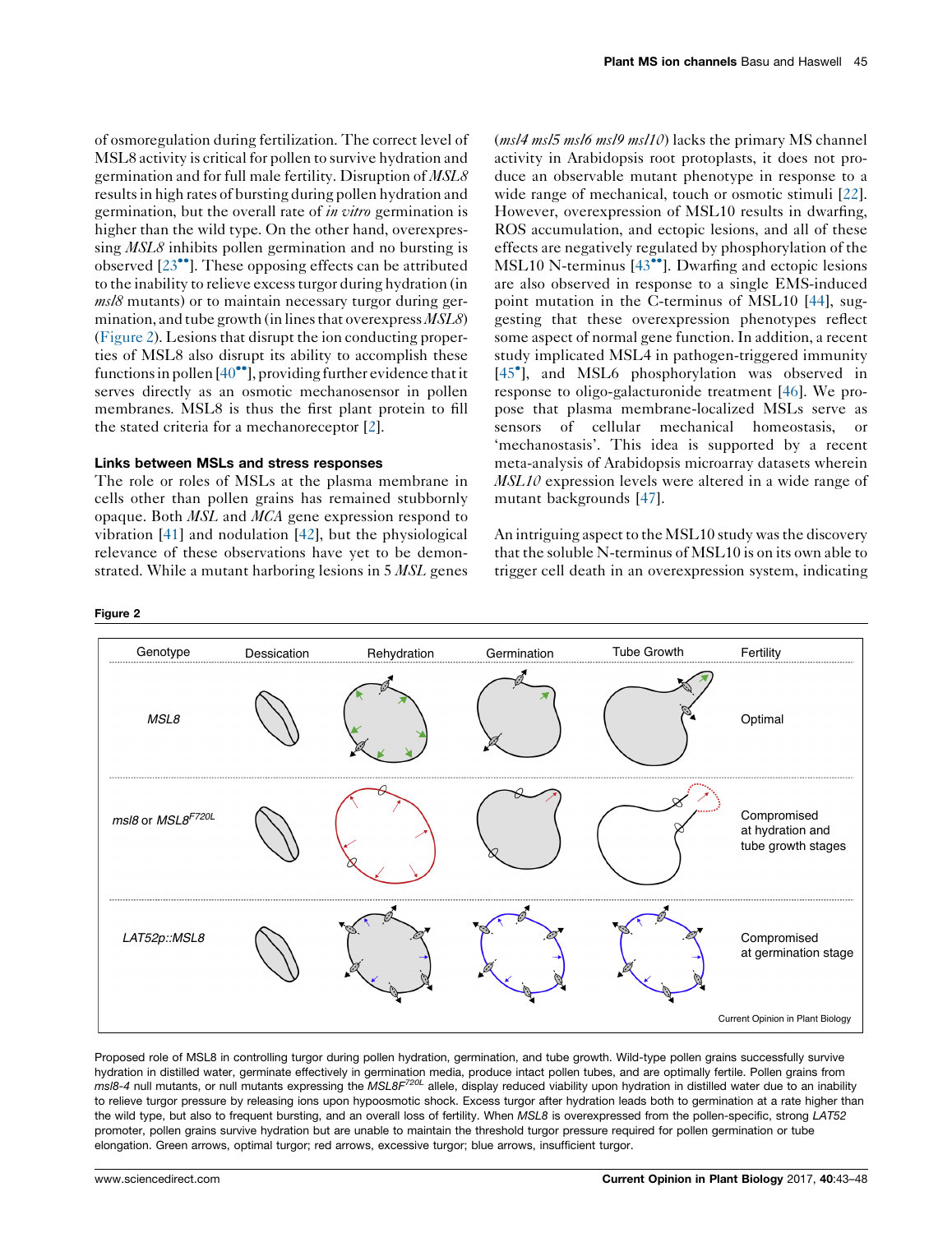of osmoregulation during fertilization. The correct level of MSL8 activity is critical for pollen to survive hydration and germination and for full male fertility. Disruption of *MSL8* results in high rates of bursting during pollen hydration and germination, but the overall rate of *in vitro* germination is higher than the wild type. On the other hand, overexpressing *MSL8* inhibits pollen germination and no bursting is observed [23••]. These opposing effects can be attributed to the inability to relieve excess turgor during hydration (in *msl8* mutants) or to maintain necessary turgor during germination, and tube growth (in lines that overexpress *MSL8*) (Figure 2). Lesions that disrupt the ion conducting properties of MSL8 also disrupt its ability to accomplish these functions in pollen [40••], providing further evidence that it serves directly as an osmotic mechanosensor in pollen membranes. MSL8 is thus the first plant protein to fill the stated criteria for a mechanoreceptor [2].

### Links between MSLs and stress responses

The role or roles of MSLs at the plasma membrane in cells other than pollen grains has remained stubbornly opaque. Both *MSL* and *MCA* gene expression respond to vibration [41] and nodulation [42], but the physiological relevance of these observations have yet to be demonstrated. While a mutant harboring lesions in 5 *MSL* genes (*msl4 msl5 msl6 msl9 msl10*) lacks the primary MS channel activity in Arabidopsis root protoplasts, it does not produce an observable mutant phenotype in response to a wide range of mechanical, touch or osmotic stimuli [22]. However, overexpression of MSL10 results in dwarfing, ROS accumulation, and ectopic lesions, and all of these effects are negatively regulated by phosphorylation of the MSL10 N-terminus [43••]. Dwarfing and ectopic lesions are also observed in response to a single EMS-induced point mutation in the C-terminus of MSL10 [44], suggesting that these overexpression phenotypes reflect some aspect of normal gene function. In addition, a recent study implicated MSL4 in pathogen-triggered immunity [45•], and MSL6 phosphorylation was observed in response to oligo-galacturonide treatment [46]. We propose that plasma membrane-localized MSLs serve as sensors of cellular mechanical homeostasis, or 'mechanostasis'. This idea is supported by a recent meta-analysis of Arabidopsis microarray datasets wherein *MSL10* expression levels were altered in a wide range of mutant backgrounds [47].

An intriguing aspect to the MSL10 study was the discovery that the soluble N-terminus of MSL10 is on its own able to trigger cell death in an overexpression system, indicating

**Figure 2**

| Genotype | Dessication | Rehydration | Germination | Tube Growth | Fertility |
|---|---|---|---|---|---|
| *MSL8* | | | | | Optimal |
| *msl8* or *MSL8*$^{F720L}$ | | | | | Compromised at hydration and tube growth stages |
| *LAT52p::MSL8* | | | | | Compromised at germination stage |

Proposed role of MSL8 in controlling turgor during pollen hydration, germination, and tube growth. Wild-type pollen grains successfully survive hydration in distilled water, germinate effectively in germination media, produce intact pollen tubes, and are optimally fertile. Pollen grains from *msl8-4* null mutants, or null mutants expressing the *MSL8F*$^{720L}$ allele, display reduced viability upon hydration in distilled water due to an inability to relieve turgor pressure by releasing ions upon hypoosmotic shock. Excess turgor after hydration leads both to germination at a rate higher than the wild type, but also to frequent bursting, and an overall loss of fertility. When *MSL8* is overexpressed from the pollen-specific, strong *LAT52* promoter, pollen grains survive hydration but are unable to maintain the threshold turgor pressure required for pollen germination or tube elongation. Green arrows, optimal turgor; red arrows, excessive turgor; blue arrows, insufficient turgor.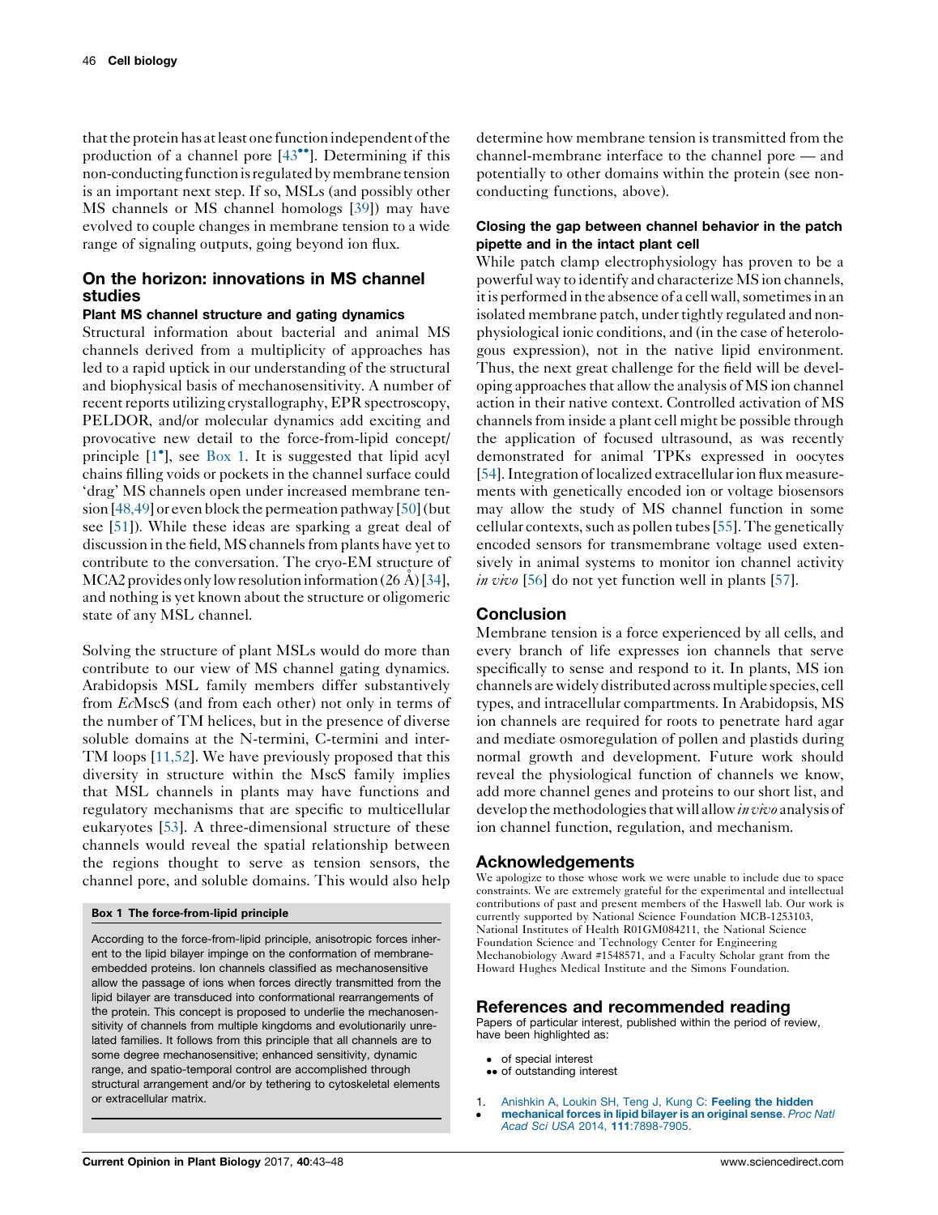that the protein has at least one function independent of the production of a channel pore [43••]. Determining if this non-conducting function is regulated by membrane tension is an important next step. If so, MSLs (and possibly other MS channels or MS channel homologs [39]) may have evolved to couple changes in membrane tension to a wide range of signaling outputs, going beyond ion flux.

## On the horizon: innovations in MS channel studies

### Plant MS channel structure and gating dynamics

Structural information about bacterial and animal MS channels derived from a multiplicity of approaches has led to a rapid uptick in our understanding of the structural and biophysical basis of mechanosensitivity. A number of recent reports utilizing crystallography, EPR spectroscopy, PELDOR, and/or molecular dynamics add exciting and provocative new detail to the force-from-lipid concept/principle [1•], see Box 1. It is suggested that lipid acyl chains filling voids or pockets in the channel surface could 'drag' MS channels open under increased membrane tension [48,49] or even block the permeation pathway [50] (but see [51]). While these ideas are sparking a great deal of discussion in the field, MS channels from plants have yet to contribute to the conversation. The cryo-EM structure of MCA2 provides only low resolution information (26 Å) [34], and nothing is yet known about the structure or oligomeric state of any MSL channel.

Solving the structure of plant MSLs would do more than contribute to our view of MS channel gating dynamics. Arabidopsis MSL family members differ substantively from *Ec*MscS (and from each other) not only in terms of the number of TM helices, but in the presence of diverse soluble domains at the N-termini, C-termini and inter-TM loops [11,52]. We have previously proposed that this diversity in structure within the MscS family implies that MSL channels in plants may have functions and regulatory mechanisms that are specific to multicellular eukaryotes [53]. A three-dimensional structure of these channels would reveal the spatial relationship between the regions thought to serve as tension sensors, the channel pore, and soluble domains. This would also help determine how membrane tension is transmitted from the channel-membrane interface to the channel pore — and potentially to other domains within the protein (see non-conducting functions, above).

**Box 1 The force-from-lipid principle**

According to the force-from-lipid principle, anisotropic forces inherent to the lipid bilayer impinge on the conformation of membrane-embedded proteins. Ion channels classified as mechanosensitive allow the passage of ions when forces directly transmitted from the lipid bilayer are transduced into conformational rearrangements of the protein. This concept is proposed to underlie the mechanosensitivity of channels from multiple kingdoms and evolutionarily unrelated families. It follows from this principle that all channels are to some degree mechanosensitive; enhanced sensitivity, dynamic range, and spatio-temporal control are accomplished through structural arrangement and/or by tethering to cytoskeletal elements or extracellular matrix.

### Closing the gap between channel behavior in the patch pipette and in the intact plant cell

While patch clamp electrophysiology has proven to be a powerful way to identify and characterize MS ion channels, it is performed in the absence of a cell wall, sometimes in an isolated membrane patch, under tightly regulated and non-physiological ionic conditions, and (in the case of heterologous expression), not in the native lipid environment. Thus, the next great challenge for the field will be developing approaches that allow the analysis of MS ion channel action in their native context. Controlled activation of MS channels from inside a plant cell might be possible through the application of focused ultrasound, as was recently demonstrated for animal TPKs expressed in oocytes [54]. Integration of localized extracellular ion flux measurements with genetically encoded ion or voltage biosensors may allow the study of MS channel function in some cellular contexts, such as pollen tubes [55]. The genetically encoded sensors for transmembrane voltage used extensively in animal systems to monitor ion channel activity *in vivo* [56] do not yet function well in plants [57].

## Conclusion

Membrane tension is a force experienced by all cells, and every branch of life expresses ion channels that serve specifically to sense and respond to it. In plants, MS ion channels are widely distributed across multiple species, cell types, and intracellular compartments. In Arabidopsis, MS ion channels are required for roots to penetrate hard agar and mediate osmoregulation of pollen and plastids during normal growth and development. Future work should reveal the physiological function of channels we know, add more channel genes and proteins to our short list, and develop the methodologies that will allow *in vivo* analysis of ion channel function, regulation, and mechanism.

## Acknowledgements

We apologize to those whose work we were unable to include due to space constraints. We are extremely grateful for the experimental and intellectual contributions of past and present members of the Haswell lab. Our work is currently supported by National Science Foundation MCB-1253103, National Institutes of Health R01GM084211, the National Science Foundation Science and Technology Center for Engineering Mechanobiology Award #1548571, and a Faculty Scholar grant from the Howard Hughes Medical Institute and the Simons Foundation.

## References and recommended reading

Papers of particular interest, published within the period of review, have been highlighted as:

- • of special interest
- •• of outstanding interest

1. • Anishkin A, Loukin SH, Teng J, Kung C: **Feeling the hidden mechanical forces in lipid bilayer is an original sense.** *Proc Natl Acad Sci USA* 2014, **111**:7898-7905.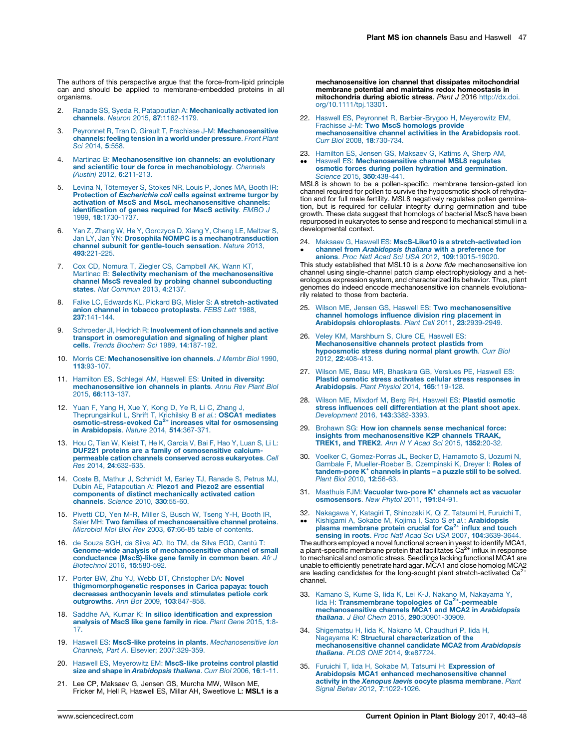The authors of this perspective argue that the force-from-lipid principle can and should be applied to membrane-embedded proteins in all organisms.

2. Ranade SS, Syeda R, Patapoutian A: **Mechanically activated ion channels**. *Neuron* 2015, **87**:1162-1179.

3. Peyronnet R, Tran D, Girault T, Frachisse J-M: **Mechanosensitive channels: feeling tension in a world under pressure**. *Front Plant Sci* 2014, **5**:558.

4. Martinac B: **Mechanosensitive ion channels: an evolutionary and scientific tour de force in mechanobiology**. *Channels (Austin)* 2012, **6**:211-213.

5. Levina N, Tötemeyer S, Stokes NR, Louis P, Jones MA, Booth IR: **Protection of *Escherichia coli* cells against extreme turgor by activation of MscS and MscL mechanosensitive channels: identification of genes required for MscS activity**. *EMBO J* 1999, **18**:1730-1737.

6. Yan Z, Zhang W, He Y, Gorczyca D, Xiang Y, Cheng LE, Meltzer S, Jan LY, Jan YN: **Drosophila NOMPC is a mechanotransduction channel subunit for gentle-touch sensation**. *Nature* 2013, **493**:221-225.

7. Cox CD, Nomura T, Ziegler CS, Campbell AK, Wann KT, Martinac B: **Selectivity mechanism of the mechanosensitive channel MscS revealed by probing channel subconducting states**. *Nat Commun* 2013, **4**:2137.

8. Falke LC, Edwards KL, Pickard BG, Misler S: **A stretch-activated anion channel in tobacco protoplasts**. *FEBS Lett* 1988, **237**:141-144.

9. Schroeder JI, Hedrich R: **Involvement of ion channels and active transport in osmoregulation and signaling of higher plant cells**. *Trends Biochem Sci* 1989, **14**:187-192.

10. Morris CE: **Mechanosensitive ion channels**. *J Membr Biol* 1990, **113**:93-107.

11. Hamilton ES, Schlegel AM, Haswell ES: **United in diversity: mechanosensitive ion channels in plants**. *Annu Rev Plant Biol* 2015, **66**:113-137.

12. Yuan F, Yang H, Xue Y, Kong D, Ye R, Li C, Zhang J, Theprungsirikul L, Shrift T, Krichilsky B *et al.*: **OSCA1 mediates osmotic-stress-evoked $Ca^{2+}$ increases vital for osmosensing in Arabidopsis**. *Nature* 2014, **514**:367-371.

13. Hou C, Tian W, Kleist T, He K, Garcia V, Bai F, Hao Y, Luan S, Li L: **DUF221 proteins are a family of osmosensitive calcium-permeable cation channels conserved across eukaryotes**. *Cell Res* 2014, **24**:632-635.

14. Coste B, Mathur J, Schmidt M, Earley TJ, Ranade S, Petrus MJ, Dubin AE, Patapoutian A: **Piezo1 and Piezo2 are essential components of distinct mechanically activated cation channels**. *Science* 2010, **330**:55-60.

15. Pivetti CD, Yen M-R, Miller S, Busch W, Tseng Y-H, Booth IR, Saier MH: **Two families of mechanosensitive channel proteins**. *Microbiol Mol Biol Rev* 2003, **67**:66-85 table of contents.

16. de Souza SGH, da Silva AD, Ito TM, da Silva EGD, Cantú T: **Genome-wide analysis of mechanosensitive channel of small conductance (MscS)-like gene family in common bean**. *Afr J Biotechnol* 2016, **15**:580-592.

17. Porter BW, Zhu YJ, Webb DT, Christopher DA: **Novel thigmomorphogenetic responses in Carica papaya: touch decreases anthocyanin levels and stimulates petiole cork outgrowths**. *Ann Bot* 2009, **103**:847-858.

18. Saddhe AA, Kumar K: **In silico identification and expression analysis of MscS like gene family in rice**. *Plant Gene* 2015, **1**:8-17.

19. Haswell ES: **MscS-like proteins in plants**. *Mechanosensitive Ion Channels, Part A*. Elsevier; 2007:329-359.

20. Haswell ES, Meyerowitz EM: **MscS-like proteins control plastid size and shape in *Arabidopsis thaliana***. *Curr Biol* 2006, **16**:1-11.

21. Lee CP, Maksaev G, Jensen GS, Murcha MW, Wilson ME, Fricker M, Hell R, Haswell ES, Millar AH, Sweetlove L: **MSL1 is a mechanosensitive ion channel that dissipates mitochondrial membrane potential and maintains redox homeostasis in mitochondria during abiotic stress**. *Plant J* 2016 http://dx.doi.org/10.1111/tpj.13301.

22. Haswell ES, Peyronnet R, Barbier-Brygoo H, Meyerowitz EM, Frachisse J-M: **Two MscS homologs provide mechanosensitive channel activities in the Arabidopsis root**. *Curr Biol* 2008, **18**:730-734.

23. •• Hamilton ES, Jensen GS, Maksaev G, Katims A, Sherp AM, Haswell ES: **Mechanosensitive channel MSL8 regulates osmotic forces during pollen hydration and germination**. *Science* 2015, **350**:438-441.

MSL8 is shown to be a pollen-specific, membrane tension-gated ion channel required for pollen to survive the hypoosmotic shock of rehydration and for full male fertility. MSL8 negatively regulates pollen germination, but is required for cellular integrity during germination and tube growth. These data suggest that homologs of bacterial MscS have been repurposed in eukaryotes to sense and respond to mechanical stimuli in a developmental context.

24. • Maksaev G, Haswell ES: **MscS-Like10 is a stretch-activated ion channel from *Arabidopsis thaliana* with a preference for anions**. *Proc Natl Acad Sci USA* 2012, **109**:19015-19020.

This study established that MSL10 is a *bona fide* mechanosensitive ion channel using single-channel patch clamp electrophysiology and a heterologous expression system, and characterized its behavior. Thus, plant genomes do indeed encode mechanosensitive ion channels evolutionarily related to those from bacteria.

25. Wilson ME, Jensen GS, Haswell ES: **Two mechanosensitive channel homologs influence division ring placement in Arabidopsis chloroplasts**. *Plant Cell* 2011, **23**:2939-2949.

26. Veley KM, Marshburn S, Clure CE, Haswell ES: **Mechanosensitive channels protect plastids from hypoosmotic stress during normal plant growth**. *Curr Biol* 2012, **22**:408-413.

27. Wilson ME, Basu MR, Bhaskara GB, Verslues PE, Haswell ES: **Plastid osmotic stress activates cellular stress responses in Arabidopsis**. *Plant Physiol* 2014, **165**:119-128.

28. Wilson ME, Mixdorf M, Berg RH, Haswell ES: **Plastid osmotic stress influences cell differentiation at the plant shoot apex**. *Development* 2016, **143**:3382-3393.

29. Brohawn SG: **How ion channels sense mechanical force: insights from mechanosensitive K2P channels TRAAK, TREK1, and TREK2**. *Ann N Y Acad Sci* 2015, **1352**:20-32.

30. Voelker C, Gomez-Porras JL, Becker D, Hamamoto S, Uozumi N, Gambale F, Mueller-Roeber B, Czempinski K, Dreyer I: **Roles of tandem-pore $K^+$ channels in plants – a puzzle still to be solved**. *Plant Biol* 2010, **12**:56-63.

31. Maathuis FJM: **Vacuolar two-pore $K^+$ channels act as vacuolar osmosensors**. *New Phytol* 2011, **191**:84-91.

32. •• Nakagawa Y, Katagiri T, Shinozaki K, Qi Z, Tatsumi H, Furuichi T, Kishigami A, Sokabe M, Kojima I, Sato S *et al.*: **Arabidopsis plasma membrane protein crucial for $Ca^{2+}$ influx and touch sensing in roots**. *Proc Natl Acad Sci USA* 2007, **104**:3639-3644.

The authors employed a novel functional screen in yeast to identify MCA1, a plant-specific membrane protein that facilitates $Ca^{2+}$ influx in response to mechanical and osmotic stress. Seedlings lacking functional MCA1 are unable to efficiently penetrate hard agar. MCA1 and close homolog MCA2 are leading candidates for the long-sought plant stretch-activated $Ca^{2+}$ channel.

33. Kamano S, Kume S, Iida K, Lei K-J, Nakano M, Nakayama Y, Iida H: **Transmembrane topologies of $Ca^{2+}$-permeable mechanosensitive channels MCA1 and MCA2 in *Arabidopsis thaliana***. *J Biol Chem* 2015, **290**:30901-30909.

34. Shigematsu H, Iida K, Nakano M, Chaudhuri P, Iida H, Nagayama K: **Structural characterization of the mechanosensitive channel candidate MCA2 from *Arabidopsis thaliana***. *PLOS ONE* 2014, **9**:e87724.

35. Furuichi T, Iida H, Sokabe M, Tatsumi H: **Expression of Arabidopsis MCA1 enhanced mechanosensitive channel activity in the *Xenopus laevis* oocyte plasma membrane**. *Plant Signal Behav* 2012, **7**:1022-1026.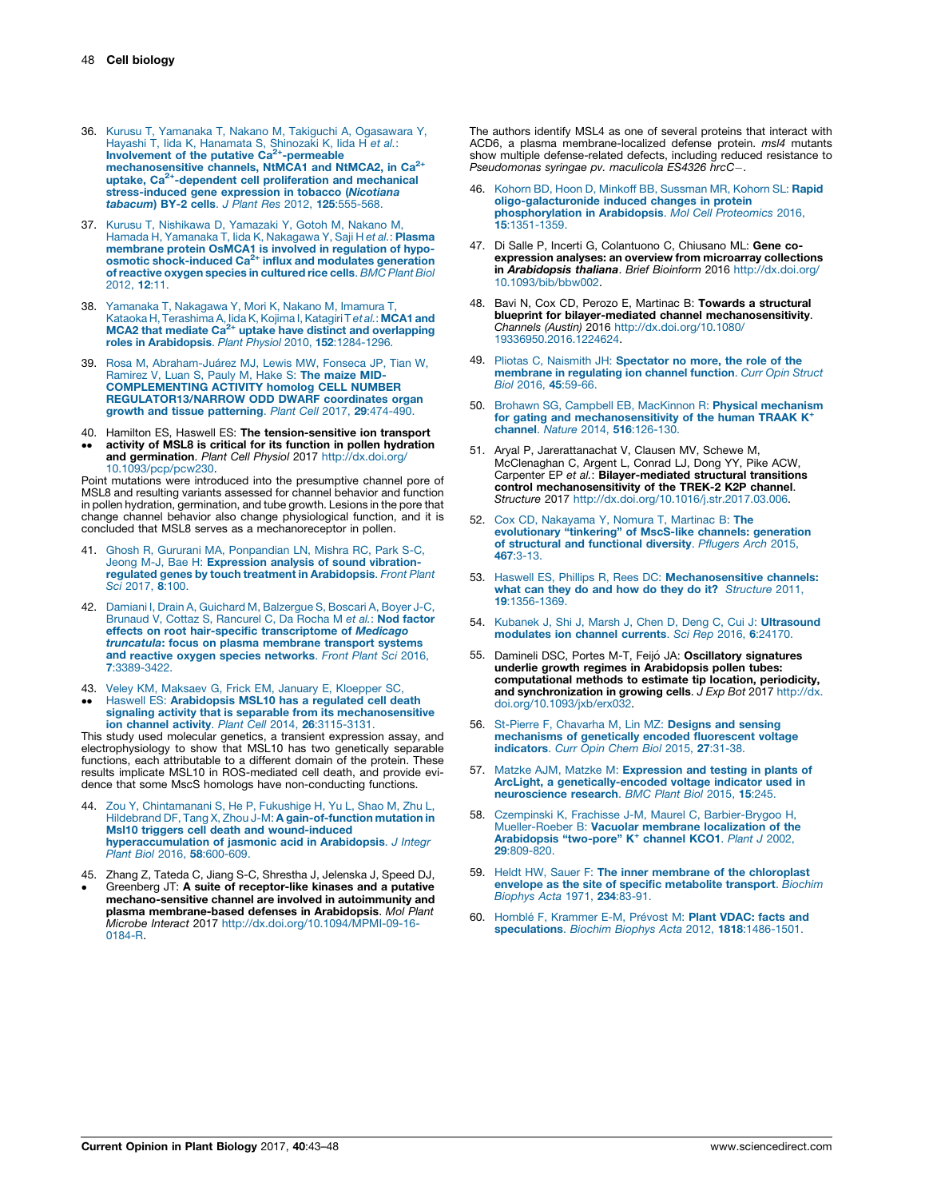36. Kurusu T, Yamanaka T, Nakano M, Takiguchi A, Ogasawara Y, Hayashi T, Iida K, Hanamata S, Shinozaki K, Iida H *et al.*: **Involvement of the putative $Ca^{2+}$-permeable mechanosensitive channels, NtMCA1 and NtMCA2, in $Ca^{2+}$ uptake, $Ca^{2+}$-dependent cell proliferation and mechanical stress-induced gene expression in tobacco (*Nicotiana tabacum*) BY-2 cells**. *J Plant Res* 2012, **125**:555-568.

37. Kurusu T, Nishikawa D, Yamazaki Y, Gotoh M, Nakano M, Hamada H, Yamanaka T, Iida K, Nakagawa Y, Saji H *et al.*: **Plasma membrane protein OsMCA1 is involved in regulation of hypo-osmotic shock-induced $Ca^{2+}$ influx and modulates generation of reactive oxygen species in cultured rice cells**. *BMC Plant Biol* 2012, **12**:11.

38. Yamanaka T, Nakagawa Y, Mori K, Nakano M, Imamura T, Kataoka H, Terashima A, Iida K, Kojima I, Katagiri T *et al.*: **MCA1 and MCA2 that mediate $Ca^{2+}$ uptake have distinct and overlapping roles in Arabidopsis**. *Plant Physiol* 2010, **152**:1284-1296.

39. Rosa M, Abraham-Juárez MJ, Lewis MW, Fonseca JP, Tian W, Ramirez V, Luan S, Pauly M, Hake S: **The maize MID-COMPLEMENTING ACTIVITY homolog CELL NUMBER REGULATOR13/NARROW ODD DWARF coordinates organ growth and tissue patterning**. *Plant Cell* 2017, **29**:474-490.

40. •• Hamilton ES, Haswell ES: **The tension-sensitive ion transport activity of MSL8 is critical for its function in pollen hydration and germination**. *Plant Cell Physiol* 2017 http://dx.doi.org/10.1093/pcp/pcw230.

Point mutations were introduced into the presumptive channel pore of MSL8 and resulting variants assessed for channel behavior and function in pollen hydration, germination, and tube growth. Lesions in the pore that change channel behavior also change physiological function, and it is concluded that MSL8 serves as a mechanoreceptor in pollen.

41. Ghosh R, Gururani MA, Ponpandian LN, Mishra RC, Park S-C, Jeong M-J, Bae H: **Expression analysis of sound vibration-regulated genes by touch treatment in Arabidopsis**. *Front Plant Sci* 2017, **8**:100.

42. Damiani I, Drain A, Guichard M, Balzergue S, Boscari A, Boyer J-C, Brunaud V, Cottaz S, Rancurel C, Da Rocha M *et al.*: **Nod factor effects on root hair-specific transcriptome of *Medicago truncatula*: focus on plasma membrane transport systems and reactive oxygen species networks**. *Front Plant Sci* 2016, **7**:3389-3422.

43. •• Veley KM, Maksaev G, Frick EM, January E, Kloepper SC, Haswell ES: **Arabidopsis MSL10 has a regulated cell death signaling activity that is separable from its mechanosensitive ion channel activity**. *Plant Cell* 2014, **26**:3115-3131.

This study used molecular genetics, a transient expression assay, and electrophysiology to show that MSL10 has two genetically separable functions, each attributable to a different domain of the protein. These results implicate MSL10 in ROS-mediated cell death, and provide evidence that some MscS homologs have non-conducting functions.

44. Zou Y, Chintamanani S, He P, Fukushige H, Yu L, Shao M, Zhu L, Hildebrand DF, Tang X, Zhou J-M: **A gain-of-function mutation in Msl10 triggers cell death and wound-induced hyperaccumulation of jasmonic acid in Arabidopsis**. *J Integr Plant Biol* 2016, **58**:600-609.

45. • Zhang Z, Tateda C, Jiang S-C, Shrestha J, Jelenska J, Speed DJ, Greenberg JT: **A suite of receptor-like kinases and a putative mechano-sensitive channel are involved in autoimmunity and plasma membrane-based defenses in Arabidopsis**. *Mol Plant Microbe Interact* 2017 http://dx.doi.org/10.1094/MPMI-09-16-0184-R.

The authors identify MSL4 as one of several proteins that interact with ACD6, a plasma membrane-localized defense protein. *msl4* mutants show multiple defense-related defects, including reduced resistance to *Pseudomonas syringae pv. maculicola ES4326 hrcC−*.

46. Kohorn BD, Hoon D, Minkoff BB, Sussman MR, Kohorn SL: **Rapid oligo-galacturonide induced changes in protein phosphorylation in Arabidopsis**. *Mol Cell Proteomics* 2016, **15**:1351-1359.

47. Di Salle P, Incerti G, Colantuono C, Chiusano ML: **Gene co-expression analyses: an overview from microarray collections in *Arabidopsis thaliana***. *Brief Bioinform* 2016 http://dx.doi.org/10.1093/bib/bbw002.

48. Bavi N, Cox CD, Perozo E, Martinac B: **Towards a structural blueprint for bilayer-mediated channel mechanosensitivity**. *Channels (Austin)* 2016 http://dx.doi.org/10.1080/19336950.2016.1224624.

49. Pliotas C, Naismith JH: **Spectator no more, the role of the membrane in regulating ion channel function**. *Curr Opin Struct Biol* 2016, **45**:59-66.

50. Brohawn SG, Campbell EB, MacKinnon R: **Physical mechanism for gating and mechanosensitivity of the human TRAAK $K^+$ channel**. *Nature* 2014, **516**:126-130.

51. Aryal P, Jarerattanachat V, Clausen MV, Schewe M, McClenaghan C, Argent L, Conrad LJ, Dong YY, Pike ACW, Carpenter EP *et al.*: **Bilayer-mediated structural transitions control mechanosensitivity of the TREK-2 K2P channel**. *Structure* 2017 http://dx.doi.org/10.1016/j.str.2017.03.006.

52. Cox CD, Nakayama Y, Nomura T, Martinac B: **The evolutionary "tinkering" of MscS-like channels: generation of structural and functional diversity**. *Pflugers Arch* 2015, **467**:3-13.

53. Haswell ES, Phillips R, Rees DC: **Mechanosensitive channels: what can they do and how do they do it?** *Structure* 2011, **19**:1356-1369.

54. Kubanek J, Shi J, Marsh J, Chen D, Deng C, Cui J: **Ultrasound modulates ion channel currents**. *Sci Rep* 2016, **6**:24170.

55. Damineli DSC, Portes M-T, Feijó JA: **Oscillatory signatures underlie growth regimes in Arabidopsis pollen tubes: computational methods to estimate tip location, periodicity, and synchronization in growing cells**. *J Exp Bot* 2017 http://dx.doi.org/10.1093/jxb/erx032.

56. St-Pierre F, Chavarha M, Lin MZ: **Designs and sensing mechanisms of genetically encoded fluorescent voltage indicators**. *Curr Opin Chem Biol* 2015, **27**:31-38.

57. Matzke AJM, Matzke M: **Expression and testing in plants of ArcLight, a genetically-encoded voltage indicator used in neuroscience research**. *BMC Plant Biol* 2015, **15**:245.

58. Czempinski K, Frachisse J-M, Maurel C, Barbier-Brygoo H, Mueller-Roeber B: **Vacuolar membrane localization of the Arabidopsis "two-pore" $K^+$ channel KCO1**. *Plant J* 2002, **29**:809-820.

59. Heldt HW, Sauer F: **The inner membrane of the chloroplast envelope as the site of specific metabolite transport**. *Biochim Biophys Acta* 1971, **234**:83-91.

60. Homblé F, Krammer E-M, Prévost M: **Plant VDAC: facts and speculations**. *Biochim Biophys Acta* 2012, **1818**:1486-1501.